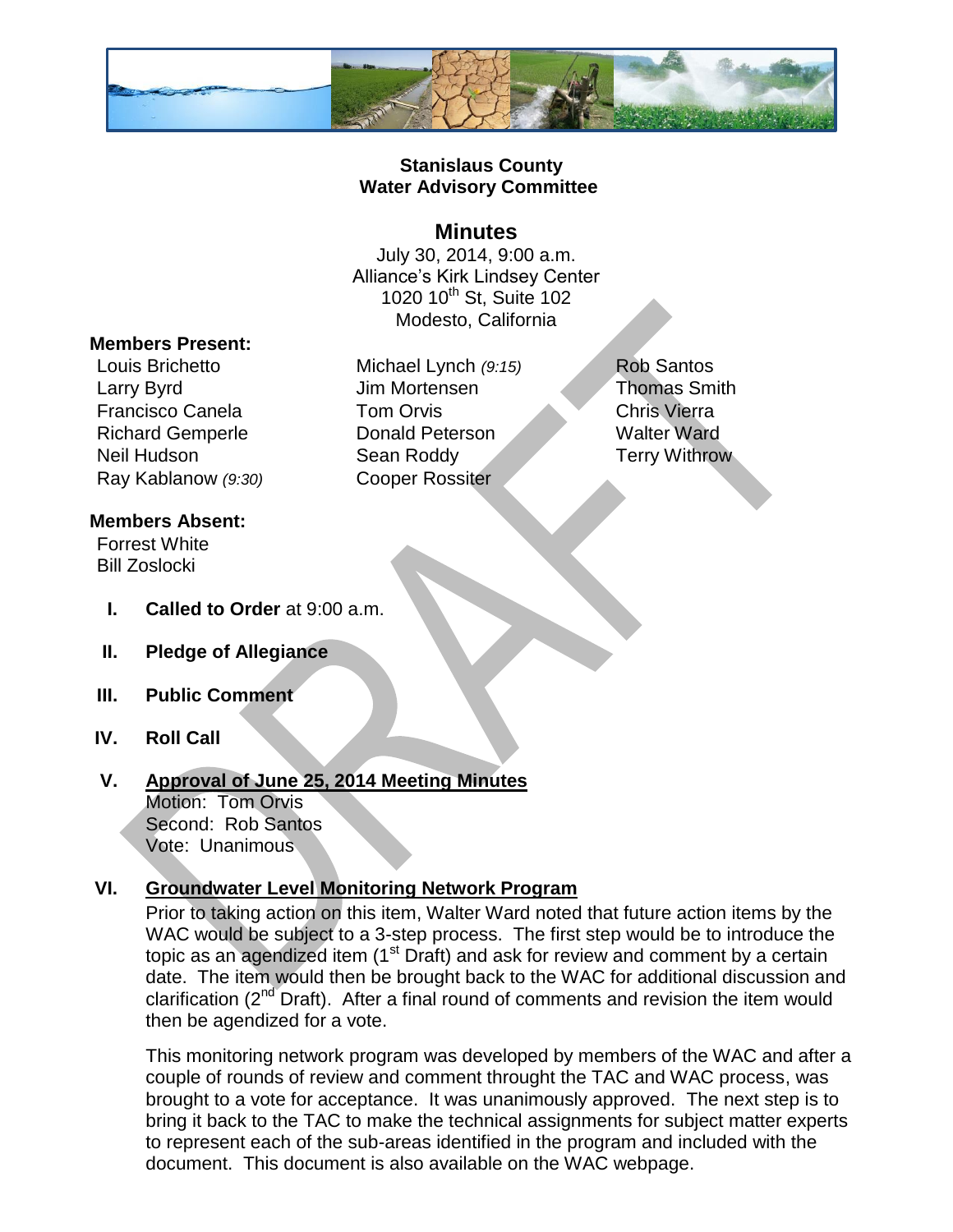# Stanislaus County
# Water Advisory Committee

## Minutes

July 30, 2014, 9:00 a.m.
Alliance's Kirk Lindsey Center
1020 10th St, Suite 102
Modesto, California

**Members Present:**

Louis Brichetto
Larry Byrd
Francisco Canela
Richard Gemperle
Neil Hudson
Ray Kablanow *(9:30)*
Michael Lynch *(9:15)*
Jim Mortensen
Tom Orvis
Donald Peterson
Sean Roddy
Cooper Rossiter
Rob Santos
Thomas Smith
Chris Vierra
Walter Ward
Terry Withrow

**Members Absent:**

Forrest White
Bill Zoslocki

I. **Called to Order** at 9:00 a.m.

II. **Pledge of Allegiance**

III. **Public Comment**

IV. **Roll Call**

V. **Approval of June 25, 2014 Meeting Minutes**
Motion: Tom Orvis
Second: Rob Santos
Vote: Unanimous

VI. **Groundwater Level Monitoring Network Program**

Prior to taking action on this item, Walter Ward noted that future action items by the WAC would be subject to a 3-step process. The first step would be to introduce the topic as an agendized item (1st Draft) and ask for review and comment by a certain date. The item would then be brought back to the WAC for additional discussion and clarification (2nd Draft). After a final round of comments and revision the item would then be agendized for a vote.

This monitoring network program was developed by members of the WAC and after a couple of rounds of review and comment throught the TAC and WAC process, was brought to a vote for acceptance. It was unanimously approved. The next step is to bring it back to the TAC to make the technical assignments for subject matter experts to represent each of the sub-areas identified in the program and included with the document. This document is also available on the WAC webpage.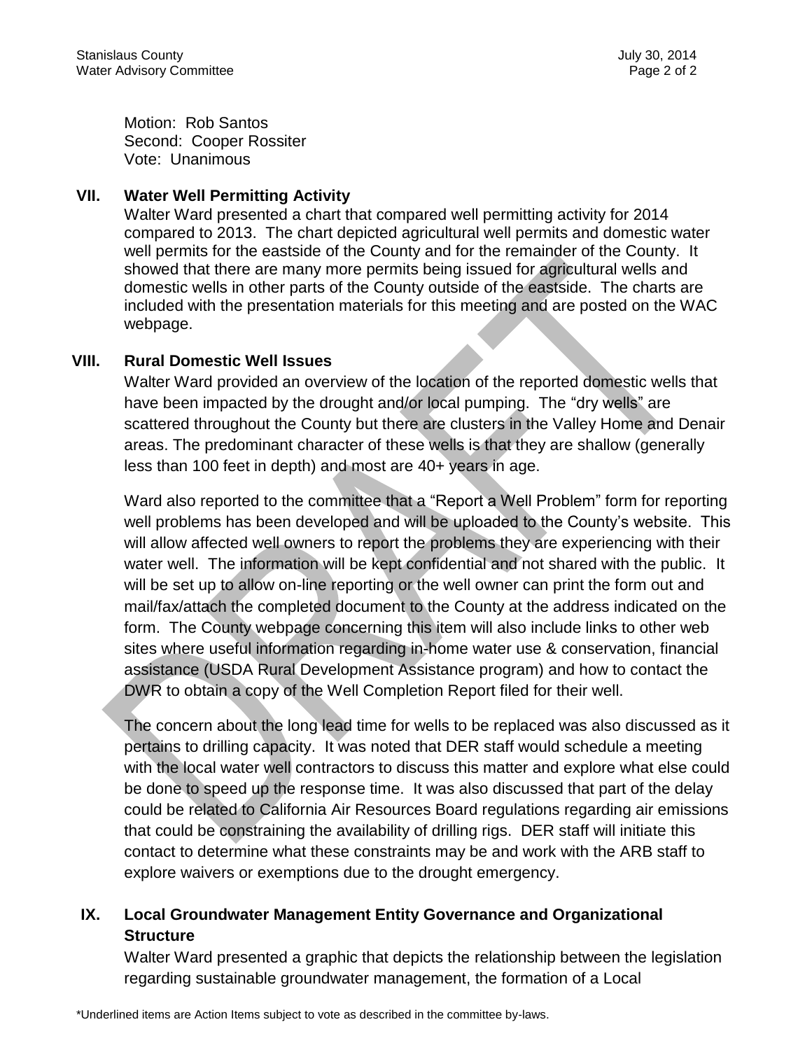Motion: Rob Santos
Second: Cooper Rossiter
Vote: Unanimous

## VII. Water Well Permitting Activity

Walter Ward presented a chart that compared well permitting activity for 2014 compared to 2013. The chart depicted agricultural well permits and domestic water well permits for the eastside of the County and for the remainder of the County. It showed that there are many more permits being issued for agricultural wells and domestic wells in other parts of the County outside of the eastside. The charts are included with the presentation materials for this meeting and are posted on the WAC webpage.

## VIII. Rural Domestic Well Issues

Walter Ward provided an overview of the location of the reported domestic wells that have been impacted by the drought and/or local pumping. The "dry wells" are scattered throughout the County but there are clusters in the Valley Home and Denair areas. The predominant character of these wells is that they are shallow (generally less than 100 feet in depth) and most are 40+ years in age.

Ward also reported to the committee that a "Report a Well Problem" form for reporting well problems has been developed and will be uploaded to the County's website. This will allow affected well owners to report the problems they are experiencing with their water well. The information will be kept confidential and not shared with the public. It will be set up to allow on-line reporting or the well owner can print the form out and mail/fax/attach the completed document to the County at the address indicated on the form. The County webpage concerning this item will also include links to other web sites where useful information regarding in-home water use & conservation, financial assistance (USDA Rural Development Assistance program) and how to contact the DWR to obtain a copy of the Well Completion Report filed for their well.

The concern about the long lead time for wells to be replaced was also discussed as it pertains to drilling capacity. It was noted that DER staff would schedule a meeting with the local water well contractors to discuss this matter and explore what else could be done to speed up the response time. It was also discussed that part of the delay could be related to California Air Resources Board regulations regarding air emissions that could be constraining the availability of drilling rigs. DER staff will initiate this contact to determine what these constraints may be and work with the ARB staff to explore waivers or exemptions due to the drought emergency.

## IX. Local Groundwater Management Entity Governance and Organizational Structure

Walter Ward presented a graphic that depicts the relationship between the legislation regarding sustainable groundwater management, the formation of a Local

*Underlined items are Action Items subject to vote as described in the committee by-laws.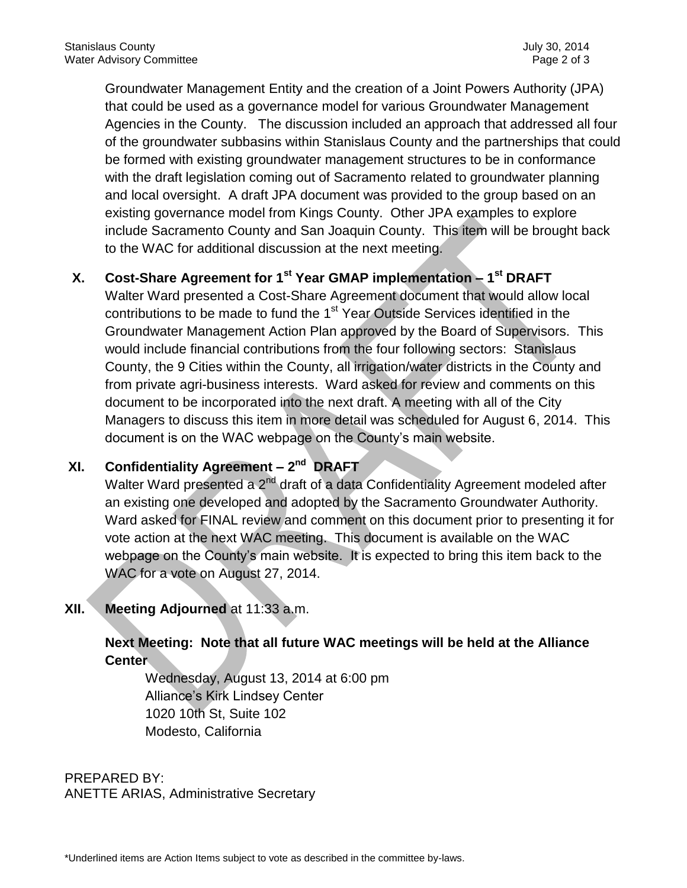Groundwater Management Entity and the creation of a Joint Powers Authority (JPA) that could be used as a governance model for various Groundwater Management Agencies in the County. The discussion included an approach that addressed all four of the groundwater subbasins within Stanislaus County and the partnerships that could be formed with existing groundwater management structures to be in conformance with the draft legislation coming out of Sacramento related to groundwater planning and local oversight. A draft JPA document was provided to the group based on an existing governance model from Kings County. Other JPA examples to explore include Sacramento County and San Joaquin County. This item will be brought back to the WAC for additional discussion at the next meeting.

## X. Cost-Share Agreement for 1st Year GMAP implementation – 1st DRAFT

Walter Ward presented a Cost-Share Agreement document that would allow local contributions to be made to fund the 1st Year Outside Services identified in the Groundwater Management Action Plan approved by the Board of Supervisors. This would include financial contributions from the four following sectors: Stanislaus County, the 9 Cities within the County, all irrigation/water districts in the County and from private agri-business interests. Ward asked for review and comments on this document to be incorporated into the next draft. A meeting with all of the City Managers to discuss this item in more detail was scheduled for August 6, 2014. This document is on the WAC webpage on the County's main website.

## XI. Confidentiality Agreement – 2nd DRAFT

Walter Ward presented a 2nd draft of a data Confidentiality Agreement modeled after an existing one developed and adopted by the Sacramento Groundwater Authority. Ward asked for FINAL review and comment on this document prior to presenting it for vote action at the next WAC meeting. This document is available on the WAC webpage on the County's main website. It is expected to bring this item back to the WAC for a vote on August 27, 2014.

## XII. Meeting Adjourned at 11:33 a.m.

**Next Meeting: Note that all future WAC meetings will be held at the Alliance Center**

Wednesday, August 13, 2014 at 6:00 pm
Alliance's Kirk Lindsey Center
1020 10th St, Suite 102
Modesto, California

PREPARED BY:
ANETTE ARIAS, Administrative Secretary

*Underlined items are Action Items subject to vote as described in the committee by-laws.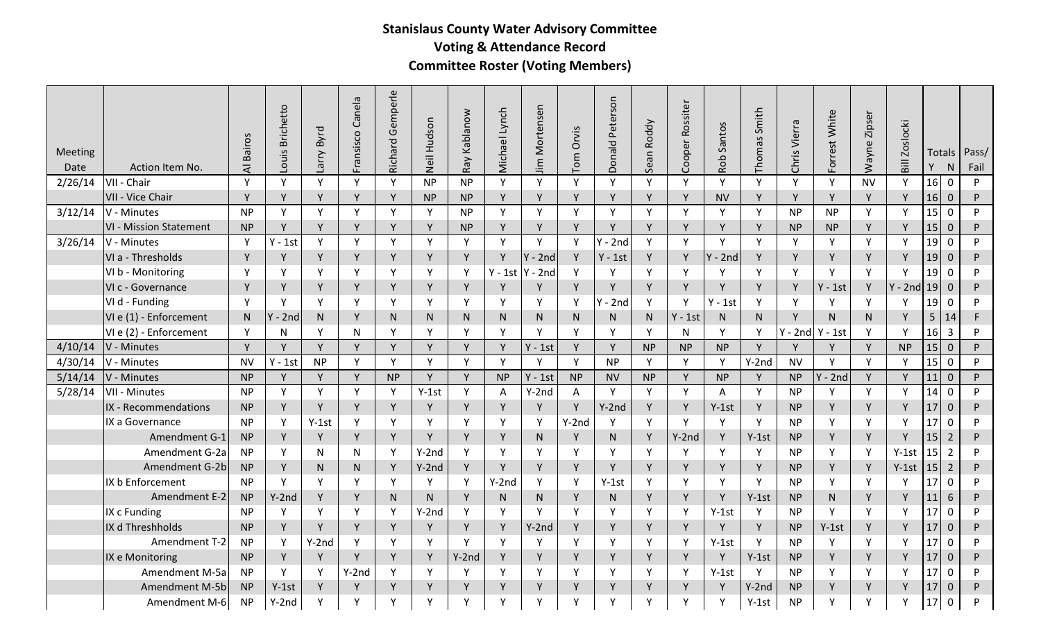# Stanislaus County Water Advisory Committee

## Voting & Attendance Record

## Committee Roster (Voting Members)

| Meeting Date | Action Item No. | Al Bairos | Louis Brichetto | Larry Byrd | Fransisco Canela | Richard Gemperle | Neil Hudson | Ray Kablanow | Michael Lynch | Jim Mortensen | Tom Orvis | Donald Peterson | Sean Roddy | Cooper Rossiter | Rob Santos | Thomas Smith | Chris Vierra | Forrest White | Wayne Zipser | Bill Zoslocki | Totals Y | Totals N | Pass/ Fail |
|---|---|---|---|---|---|---|---|---|---|---|---|---|---|---|---|---|---|---|---|---|---|---|---|
| 2/26/14 | VII - Chair | Y | Y | Y | Y | Y | NP | NP | Y | Y | Y | Y | Y | Y | Y | Y | Y | Y | NV | Y | 16 | 0 | P |
| | VII - Vice Chair | Y | Y | Y | Y | Y | NP | NP | Y | Y | Y | Y | Y | Y | NV | Y | Y | Y | Y | Y | 16 | 0 | P |
| 3/12/14 | V - Minutes | NP | Y | Y | Y | Y | Y | NP | Y | Y | Y | Y | Y | Y | Y | Y | NP | NP | Y | Y | 15 | 0 | P |
| | VI - Mission Statement | NP | Y | Y | Y | Y | Y | NP | Y | Y | Y | Y | Y | Y | Y | Y | NP | NP | Y | Y | 15 | 0 | P |
| 3/26/14 | V - Minutes | Y | Y - 1st | Y | Y | Y | Y | Y | Y | Y | Y | Y - 2nd | Y | Y | Y | Y | Y | Y | Y | Y | 19 | 0 | P |
| | VI a - Thresholds | Y | Y | Y | Y | Y | Y | Y | Y | Y - 2nd | Y | Y - 1st | Y | Y | Y - 2nd | Y | Y | Y | Y | Y | 19 | 0 | P |
| | VI b - Monitoring | Y | Y | Y | Y | Y | Y | Y | Y - 1st | Y - 2nd | Y | Y | Y | Y | Y | Y | Y | Y | Y | Y | 19 | 0 | P |
| | VI c - Governance | Y | Y | Y | Y | Y | Y | Y | Y | Y | Y | Y | Y | Y | Y | Y | Y | Y - 1st | Y | Y - 2nd | 19 | 0 | P |
| | VI d - Funding | Y | Y | Y | Y | Y | Y | Y | Y | Y | Y | Y - 2nd | Y | Y | Y - 1st | Y | Y | Y | Y | Y | 19 | 0 | P |
| | VI e (1) - Enforcement | N | Y - 2nd | N | Y | N | N | N | N | N | N | N | N | Y - 1st | N | N | Y | N | N | Y | 5 | 14 | F |
| | VI e (2) - Enforcement | Y | N | Y | N | Y | Y | Y | Y | Y | Y | Y | Y | N | Y | Y | Y - 2nd | Y - 1st | Y | Y | 16 | 3 | P |
| 4/10/14 | V - Minutes | Y | Y | Y | Y | Y | Y | Y | Y | Y - 1st | Y | Y | NP | NP | NP | Y | Y | Y | Y | NP | 15 | 0 | P |
| 4/30/14 | V - Minutes | NV | Y - 1st | NP | Y | Y | Y | Y | Y | Y | Y | NP | Y | Y | Y | Y-2nd | NV | Y | Y | Y | 15 | 0 | P |
| 5/14/14 | V - Minutes | NP | Y | Y | Y | NP | Y | Y | NP | Y - 1st | NP | NV | NP | Y | NP | Y | NP | Y - 2nd | Y | Y | 11 | 0 | P |
| 5/28/14 | VII - Minutes | NP | Y | Y | Y | Y | Y-1st | Y | A | Y-2nd | A | Y | Y | Y | A | Y | NP | Y | Y | Y | 14 | 0 | P |
| | IX - Recommendations | NP | Y | Y | Y | Y | Y | Y | Y | Y | Y | Y-2nd | Y | Y | Y-1st | Y | NP | Y | Y | Y | 17 | 0 | P |
| | IX a Governance | NP | Y | Y-1st | Y | Y | Y | Y | Y | Y | Y-2nd | Y | Y | Y | Y | Y | NP | Y | Y | Y | 17 | 0 | P |
| | Amendment G-1 | NP | Y | Y | Y | Y | Y | Y | Y | N | Y | N | Y | Y-2nd | Y | Y-1st | NP | Y | Y | Y | 15 | 2 | P |
| | Amendment G-2a | NP | Y | N | N | Y | Y-2nd | Y | Y | Y | Y | Y | Y | Y | Y | Y | NP | Y | Y | Y-1st | 15 | 2 | P |
| | Amendment G-2b | NP | Y | N | N | Y | Y-2nd | Y | Y | Y | Y | Y | Y | Y | Y | Y | NP | Y | Y | Y-1st | 15 | 2 | P |
| | IX b Enforcement | NP | Y | Y | Y | Y | Y | Y | Y-2nd | Y | Y | Y-1st | Y | Y | Y | Y | NP | Y | Y | Y | 17 | 0 | P |
| | Amendment E-2 | NP | Y-2nd | Y | Y | N | N | Y | N | N | Y | N | Y | Y | Y | Y-1st | NP | N | Y | Y | 11 | 6 | P |
| | IX c Funding | NP | Y | Y | Y | Y | Y-2nd | Y | Y | Y | Y | Y | Y | Y | Y-1st | Y | NP | Y | Y | Y | 17 | 0 | P |
| | IX d Threshholds | NP | Y | Y | Y | Y | Y | Y | Y | Y-2nd | Y | Y | Y | Y | Y | Y | NP | Y-1st | Y | Y | 17 | 0 | P |
| | Amendment T-2 | NP | Y | Y-2nd | Y | Y | Y | Y | Y | Y | Y | Y | Y | Y | Y-1st | Y | NP | Y | Y | Y | 17 | 0 | P |
| | IX e Monitoring | NP | Y | Y | Y | Y | Y | Y-2nd | Y | Y | Y | Y | Y | Y | Y | Y-1st | NP | Y | Y | Y | 17 | 0 | P |
| | Amendment M-5a | NP | Y | Y | Y-2nd | Y | Y | Y | Y | Y | Y | Y | Y | Y | Y-1st | Y | NP | Y | Y | Y | 17 | 0 | P |
| | Amendment M-5b | NP | Y-1st | Y | Y | Y | Y | Y | Y | Y | Y | Y | Y | Y | Y | Y-2nd | NP | Y | Y | Y | 17 | 0 | P |
| | Amendment M-6 | NP | Y-2nd | Y | Y | Y | Y | Y | Y | Y | Y | Y | Y | Y | Y | Y-1st | NP | Y | Y | Y | 17 | 0 | P |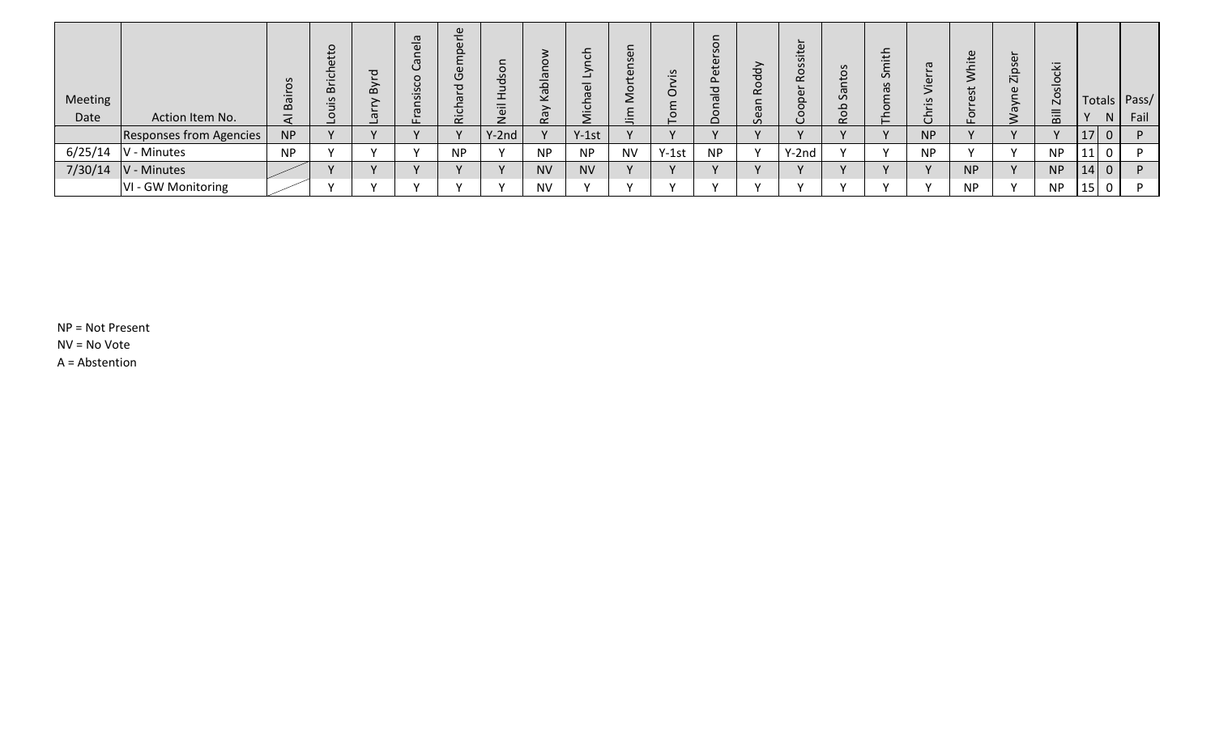| Meeting Date | Action Item No. | Al Bairos | Louis Brichetto | Larry Byrd | Fransisco Canela | Richard Gemperle | Neil Hudson | Ray Kablanow | Michael Lynch | Jim Mortensen | Tom Orvis | Donald Peterson | Sean Roddy | Cooper Rossiter | Rob Santos | Thomas Smith | Chris Vierra | Forrest White | Wayne Zipser | Bill Zoslocki | Totals Y | Totals N | Pass/ Fail |
|---|---|---|---|---|---|---|---|---|---|---|---|---|---|---|---|---|---|---|---|---|---|---|---|
| | Responses from Agencies | NP | Y | Y | Y | Y | Y-2nd | Y | Y-1st | Y | Y | Y | Y | Y | Y | Y | NP | Y | Y | Y | 17 | 0 | P |
| 6/25/14 | V - Minutes | NP | Y | Y | Y | NP | Y | NP | NP | NV | Y-1st | NP | Y | Y-2nd | Y | Y | NP | Y | Y | NP | 11 | 0 | P |
| 7/30/14 | V - Minutes | | Y | Y | Y | Y | Y | NV | NV | Y | Y | Y | Y | Y | Y | Y | Y | NP | Y | NP | 14 | 0 | P |
| | VI - GW Monitoring | | Y | Y | Y | Y | Y | NV | Y | Y | Y | Y | Y | Y | Y | Y | Y | NP | Y | NP | 15 | 0 | P |

NP = Not Present

NV = No Vote

A = Abstention